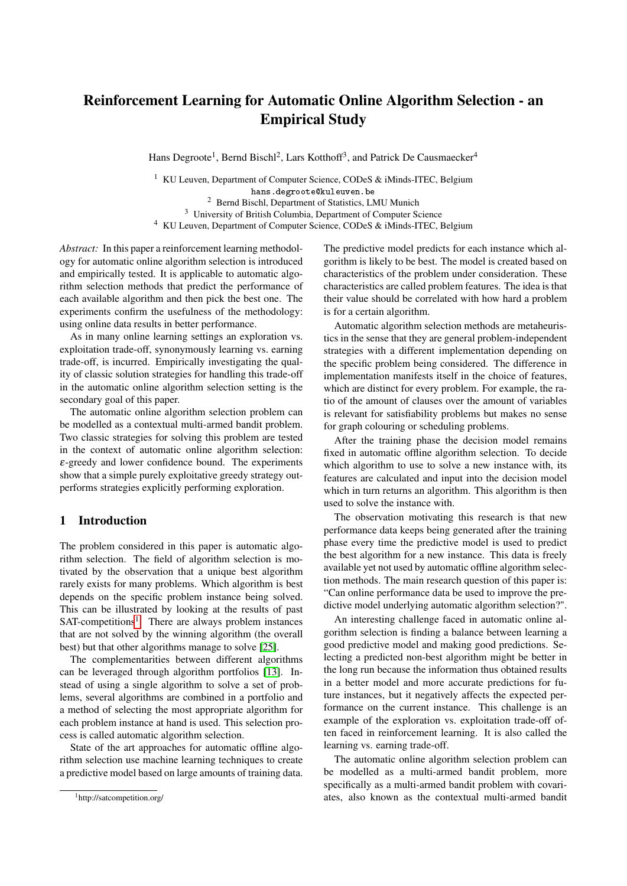# Reinforcement Learning for Automatic Online Algorithm Selection - an Empirical Study

Hans Degroote[1], Bernd Bischl[2], Lars Kotthoff[3], and Patrick De Causmaecker[4]

[1] KU Leuven, Department of Computer Science, CODeS & iMinds-ITEC, Belgium
hans.degroote@kuleuven.be
[2] Bernd Bischl, Department of Statistics, LMU Munich
[3] University of British Columbia, Department of Computer Science
[4] KU Leuven, Department of Computer Science, CODeS & iMinds-ITEC, Belgium

*Abstract:* In this paper a reinforcement learning methodology for automatic online algorithm selection is introduced and empirically tested. It is applicable to automatic algorithm selection methods that predict the performance of each available algorithm and then pick the best one. The experiments confirm the usefulness of the methodology: using online data results in better performance.

As in many online learning settings an exploration vs. exploitation trade-off, synonymously learning vs. earning trade-off, is incurred. Empirically investigating the quality of classic solution strategies for handling this trade-off in the automatic online algorithm selection setting is the secondary goal of this paper.

The automatic online algorithm selection problem can be modelled as a contextual multi-armed bandit problem. Two classic strategies for solving this problem are tested in the context of automatic online algorithm selection: $\varepsilon$-greedy and lower confidence bound. The experiments show that a simple purely exploitative greedy strategy outperforms strategies explicitly performing exploration.

## 1 Introduction

The problem considered in this paper is automatic algorithm selection. The field of algorithm selection is motivated by the observation that a unique best algorithm rarely exists for many problems. Which algorithm is best depends on the specific problem instance being solved. This can be illustrated by looking at the results of past SAT-competitions[1]. There are always problem instances that are not solved by the winning algorithm (the overall best) but that other algorithms manage to solve [25].

The complementarities between different algorithms can be leveraged through algorithm portfolios [13]. Instead of using a single algorithm to solve a set of problems, several algorithms are combined in a portfolio and a method of selecting the most appropriate algorithm for each problem instance at hand is used. This selection process is called automatic algorithm selection.

State of the art approaches for automatic offline algorithm selection use machine learning techniques to create a predictive model based on large amounts of training data. The predictive model predicts for each instance which algorithm is likely to be best. The model is created based on characteristics of the problem under consideration. These characteristics are called problem features. The idea is that their value should be correlated with how hard a problem is for a certain algorithm.

Automatic algorithm selection methods are metaheuristics in the sense that they are general problem-independent strategies with a different implementation depending on the specific problem being considered. The difference in implementation manifests itself in the choice of features, which are distinct for every problem. For example, the ratio of the amount of clauses over the amount of variables is relevant for satisfiability problems but makes no sense for graph colouring or scheduling problems.

After the training phase the decision model remains fixed in automatic offline algorithm selection. To decide which algorithm to use to solve a new instance with, its features are calculated and input into the decision model which in turn returns an algorithm. This algorithm is then used to solve the instance with.

The observation motivating this research is that new performance data keeps being generated after the training phase every time the predictive model is used to predict the best algorithm for a new instance. This data is freely available yet not used by automatic offline algorithm selection methods. The main research question of this paper is: "Can online performance data be used to improve the predictive model underlying automatic algorithm selection?".

An interesting challenge faced in automatic online algorithm selection is finding a balance between learning a good predictive model and making good predictions. Selecting a predicted non-best algorithm might be better in the long run because the information thus obtained results in a better model and more accurate predictions for future instances, but it negatively affects the expected performance on the current instance. This challenge is an example of the exploration vs. exploitation trade-off often faced in reinforcement learning. It is also called the learning vs. earning trade-off.

The automatic online algorithm selection problem can be modelled as a multi-armed bandit problem, more specifically as a multi-armed bandit problem with covariates, also known as the contextual multi-armed bandit

[1] http://satcompetition.org/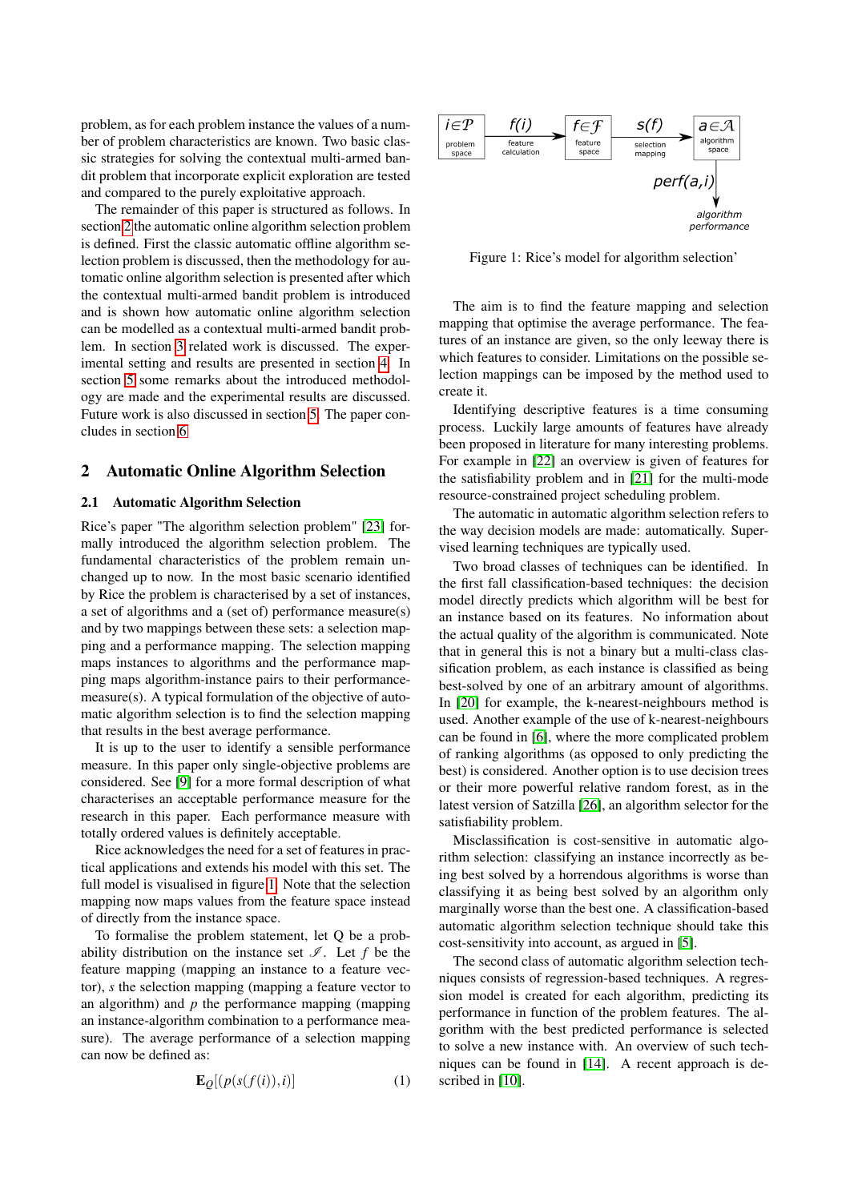problem, as for each problem instance the values of a number of problem characteristics are known. Two basic classic strategies for solving the contextual multi-armed bandit problem that incorporate explicit exploration are tested and compared to the purely exploitative approach.

The remainder of this paper is structured as follows. In section 2 the automatic online algorithm selection problem is defined. First the classic automatic offline algorithm selection problem is discussed, then the methodology for automatic online algorithm selection is presented after which the contextual multi-armed bandit problem is introduced and is shown how automatic online algorithm selection can be modelled as a contextual multi-armed bandit problem. In section 3 related work is discussed. The experimental setting and results are presented in section 4. In section 5 some remarks about the introduced methodology are made and the experimental results are discussed. Future work is also discussed in section 5. The paper concludes in section 6.

## 2 Automatic Online Algorithm Selection

### 2.1 Automatic Algorithm Selection

Rice's paper "The algorithm selection problem" [23] formally introduced the algorithm selection problem. The fundamental characteristics of the problem remain unchanged up to now. In the most basic scenario identified by Rice the problem is characterised by a set of instances, a set of algorithms and a (set of) performance measure(s) and by two mappings between these sets: a selection mapping and a performance mapping. The selection mapping maps instances to algorithms and the performance mapping maps algorithm-instance pairs to their performance-measure(s). A typical formulation of the objective of automatic algorithm selection is to find the selection mapping that results in the best average performance.

It is up to the user to identify a sensible performance measure. In this paper only single-objective problems are considered. See [9] for a more formal description of what characterises an acceptable performance measure for the research in this paper. Each performance measure with totally ordered values is definitely acceptable.

Rice acknowledges the need for a set of features in practical applications and extends his model with this set. The full model is visualised in figure 1. Note that the selection mapping now maps values from the feature space instead of directly from the instance space.

To formalise the problem statement, let Q be a probability distribution on the instance set $\mathscr{I}$. Let $f$ be the feature mapping (mapping an instance to a feature vector), $s$ the selection mapping (mapping a feature vector to an algorithm) and $p$ the performance mapping (mapping an instance-algorithm combination to a performance measure). The average performance of a selection mapping can now be defined as:

$$\mathbf{E}_Q[(p(s(f(i)),i)] \qquad (1)$$

Figure 1: Rice's model for algorithm selection'

The aim is to find the feature mapping and selection mapping that optimise the average performance. The features of an instance are given, so the only leeway there is which features to consider. Limitations on the possible selection mappings can be imposed by the method used to create it.

Identifying descriptive features is a time consuming process. Luckily large amounts of features have already been proposed in literature for many interesting problems. For example in [22] an overview is given of features for the satisfiability problem and in [21] for the multi-mode resource-constrained project scheduling problem.

The automatic in automatic algorithm selection refers to the way decision models are made: automatically. Supervised learning techniques are typically used.

Two broad classes of techniques can be identified. In the first fall classification-based techniques: the decision model directly predicts which algorithm will be best for an instance based on its features. No information about the actual quality of the algorithm is communicated. Note that in general this is not a binary but a multi-class classification problem, as each instance is classified as being best-solved by one of an arbitrary amount of algorithms. In [20] for example, the k-nearest-neighbours method is used. Another example of the use of k-nearest-neighbours can be found in [6], where the more complicated problem of ranking algorithms (as opposed to only predicting the best) is considered. Another option is to use decision trees or their more powerful relative random forest, as in the latest version of Satzilla [26], an algorithm selector for the satisfiability problem.

Misclassification is cost-sensitive in automatic algorithm selection: classifying an instance incorrectly as being best solved by a horrendous algorithms is worse than classifying it as being best solved by an algorithm only marginally worse than the best one. A classification-based automatic algorithm selection technique should take this cost-sensitivity into account, as argued in [5].

The second class of automatic algorithm selection techniques consists of regression-based techniques. A regression model is created for each algorithm, predicting its performance in function of the problem features. The algorithm with the best predicted performance is selected to solve a new instance with. An overview of such techniques can be found in [14]. A recent approach is described in [10].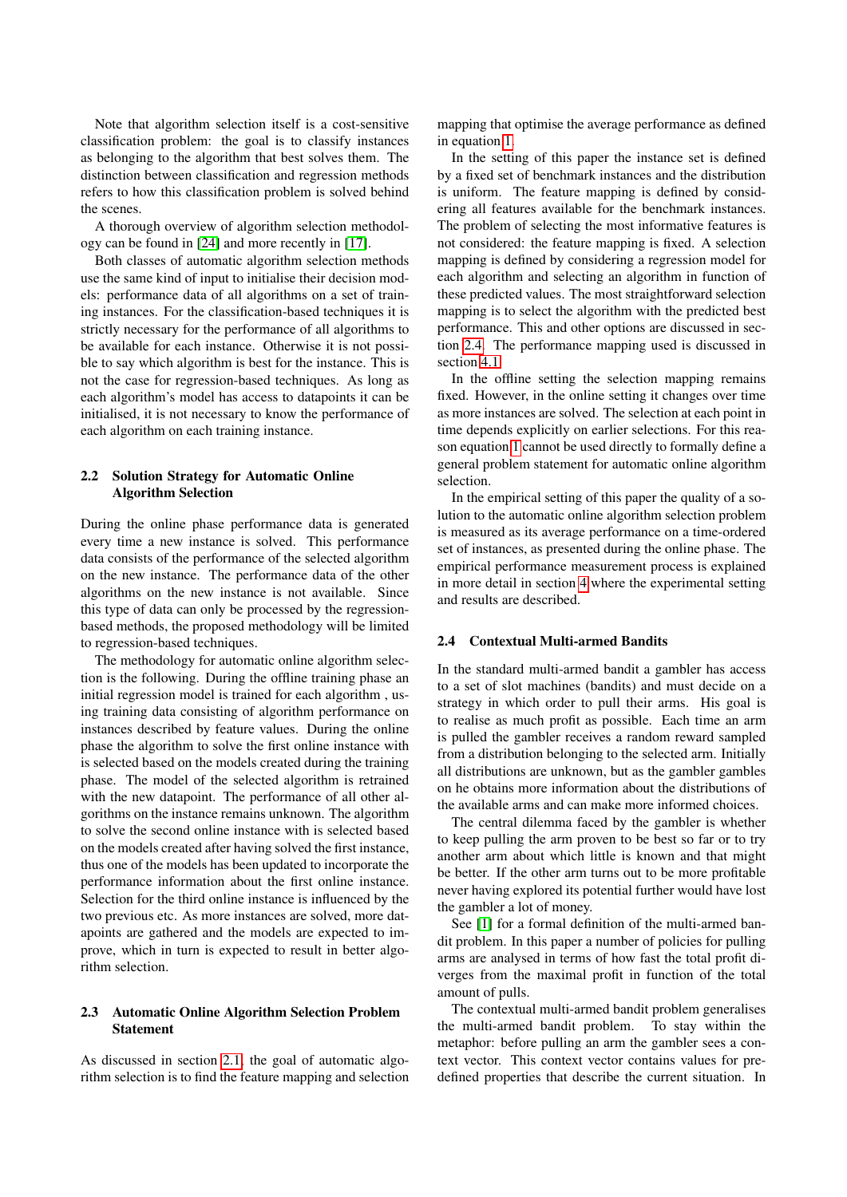Note that algorithm selection itself is a cost-sensitive classification problem: the goal is to classify instances as belonging to the algorithm that best solves them. The distinction between classification and regression methods refers to how this classification problem is solved behind the scenes.

A thorough overview of algorithm selection methodology can be found in [24] and more recently in [17].

Both classes of automatic algorithm selection methods use the same kind of input to initialise their decision models: performance data of all algorithms on a set of training instances. For the classification-based techniques it is strictly necessary for the performance of all algorithms to be available for each instance. Otherwise it is not possible to say which algorithm is best for the instance. This is not the case for regression-based techniques. As long as each algorithm's model has access to datapoints it can be initialised, it is not necessary to know the performance of each algorithm on each training instance.

### 2.2 Solution Strategy for Automatic Online Algorithm Selection

During the online phase performance data is generated every time a new instance is solved. This performance data consists of the performance of the selected algorithm on the new instance. The performance data of the other algorithms on the new instance is not available. Since this type of data can only be processed by the regression-based methods, the proposed methodology will be limited to regression-based techniques.

The methodology for automatic online algorithm selection is the following. During the offline training phase an initial regression model is trained for each algorithm , using training data consisting of algorithm performance on instances described by feature values. During the online phase the algorithm to solve the first online instance with is selected based on the models created during the training phase. The model of the selected algorithm is retrained with the new datapoint. The performance of all other algorithms on the instance remains unknown. The algorithm to solve the second online instance with is selected based on the models created after having solved the first instance, thus one of the models has been updated to incorporate the performance information about the first online instance. Selection for the third online instance is influenced by the two previous etc. As more instances are solved, more datapoints are gathered and the models are expected to improve, which in turn is expected to result in better algorithm selection.

### 2.3 Automatic Online Algorithm Selection Problem Statement

As discussed in section 2.1, the goal of automatic algorithm selection is to find the feature mapping and selection mapping that optimise the average performance as defined in equation 1.

In the setting of this paper the instance set is defined by a fixed set of benchmark instances and the distribution is uniform. The feature mapping is defined by considering all features available for the benchmark instances. The problem of selecting the most informative features is not considered: the feature mapping is fixed. A selection mapping is defined by considering a regression model for each algorithm and selecting an algorithm in function of these predicted values. The most straightforward selection mapping is to select the algorithm with the predicted best performance. This and other options are discussed in section 2.4. The performance mapping used is discussed in section 4.1.

In the offline setting the selection mapping remains fixed. However, in the online setting it changes over time as more instances are solved. The selection at each point in time depends explicitly on earlier selections. For this reason equation 1 cannot be used directly to formally define a general problem statement for automatic online algorithm selection.

In the empirical setting of this paper the quality of a solution to the automatic online algorithm selection problem is measured as its average performance on a time-ordered set of instances, as presented during the online phase. The empirical performance measurement process is explained in more detail in section 4 where the experimental setting and results are described.

### 2.4 Contextual Multi-armed Bandits

In the standard multi-armed bandit a gambler has access to a set of slot machines (bandits) and must decide on a strategy in which order to pull their arms. His goal is to realise as much profit as possible. Each time an arm is pulled the gambler receives a random reward sampled from a distribution belonging to the selected arm. Initially all distributions are unknown, but as the gambler gambles on he obtains more information about the distributions of the available arms and can make more informed choices.

The central dilemma faced by the gambler is whether to keep pulling the arm proven to be best so far or to try another arm about which little is known and that might be better. If the other arm turns out to be more profitable never having explored its potential further would have lost the gambler a lot of money.

See [1] for a formal definition of the multi-armed bandit problem. In this paper a number of policies for pulling arms are analysed in terms of how fast the total profit diverges from the maximal profit in function of the total amount of pulls.

The contextual multi-armed bandit problem generalises the multi-armed bandit problem. To stay within the metaphor: before pulling an arm the gambler sees a context vector. This context vector contains values for predefined properties that describe the current situation. In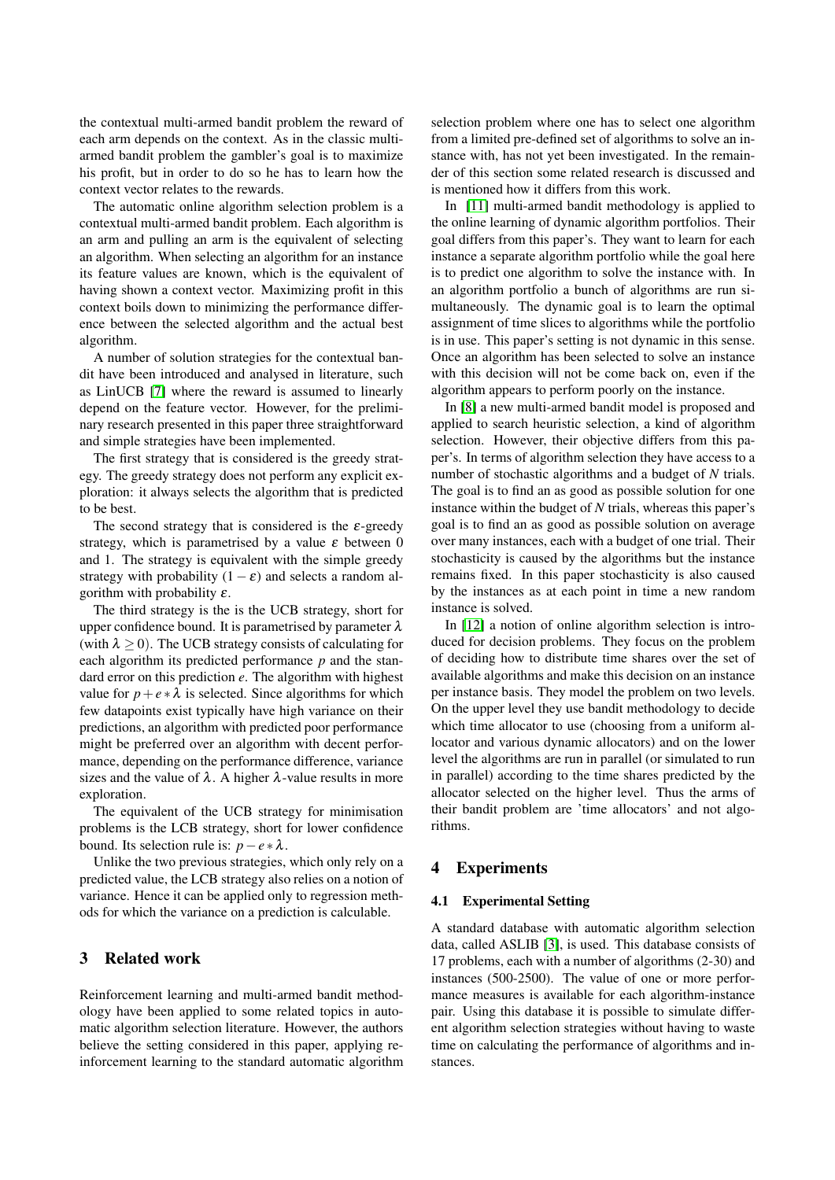the contextual multi-armed bandit problem the reward of each arm depends on the context. As in the classic multi-armed bandit problem the gambler's goal is to maximize his profit, but in order to do so he has to learn how the context vector relates to the rewards.

The automatic online algorithm selection problem is a contextual multi-armed bandit problem. Each algorithm is an arm and pulling an arm is the equivalent of selecting an algorithm. When selecting an algorithm for an instance its feature values are known, which is the equivalent of having shown a context vector. Maximizing profit in this context boils down to minimizing the performance difference between the selected algorithm and the actual best algorithm.

A number of solution strategies for the contextual bandit have been introduced and analysed in literature, such as LinUCB [7] where the reward is assumed to linearly depend on the feature vector. However, for the preliminary research presented in this paper three straightforward and simple strategies have been implemented.

The first strategy that is considered is the greedy strategy. The greedy strategy does not perform any explicit exploration: it always selects the algorithm that is predicted to be best.

The second strategy that is considered is the $\varepsilon$-greedy strategy, which is parametrised by a value $\varepsilon$ between 0 and 1. The strategy is equivalent with the simple greedy strategy with probability $(1-\varepsilon)$ and selects a random algorithm with probability $\varepsilon$.

The third strategy is the is the UCB strategy, short for upper confidence bound. It is parametrised by parameter $\lambda$ (with $\lambda \geq 0$). The UCB strategy consists of calculating for each algorithm its predicted performance $p$ and the standard error on this prediction $e$. The algorithm with highest value for $p + e * \lambda$ is selected. Since algorithms for which few datapoints exist typically have high variance on their predictions, an algorithm with predicted poor performance might be preferred over an algorithm with decent performance, depending on the performance difference, variance sizes and the value of $\lambda$. A higher $\lambda$-value results in more exploration.

The equivalent of the UCB strategy for minimisation problems is the LCB strategy, short for lower confidence bound. Its selection rule is: $p - e * \lambda$.

Unlike the two previous strategies, which only rely on a predicted value, the LCB strategy also relies on a notion of variance. Hence it can be applied only to regression methods for which the variance on a prediction is calculable.

## 3 Related work

Reinforcement learning and multi-armed bandit methodology have been applied to some related topics in automatic algorithm selection literature. However, the authors believe the setting considered in this paper, applying reinforcement learning to the standard automatic algorithm selection problem where one has to select one algorithm from a limited pre-defined set of algorithms to solve an instance with, has not yet been investigated. In the remainder of this section some related research is discussed and is mentioned how it differs from this work.

In [11] multi-armed bandit methodology is applied to the online learning of dynamic algorithm portfolios. Their goal differs from this paper's. They want to learn for each instance a separate algorithm portfolio while the goal here is to predict one algorithm to solve the instance with. In an algorithm portfolio a bunch of algorithms are run simultaneously. The dynamic goal is to learn the optimal assignment of time slices to algorithms while the portfolio is in use. This paper's setting is not dynamic in this sense. Once an algorithm has been selected to solve an instance with this decision will not be come back on, even if the algorithm appears to perform poorly on the instance.

In [8] a new multi-armed bandit model is proposed and applied to search heuristic selection, a kind of algorithm selection. However, their objective differs from this paper's. In terms of algorithm selection they have access to a number of stochastic algorithms and a budget of $N$ trials. The goal is to find an as good as possible solution for one instance within the budget of $N$ trials, whereas this paper's goal is to find an as good as possible solution on average over many instances, each with a budget of one trial. Their stochasticity is caused by the algorithms but the instance remains fixed. In this paper stochasticity is also caused by the instances as at each point in time a new random instance is solved.

In [12] a notion of online algorithm selection is introduced for decision problems. They focus on the problem of deciding how to distribute time shares over the set of available algorithms and make this decision on an instance per instance basis. They model the problem on two levels. On the upper level they use bandit methodology to decide which time allocator to use (choosing from a uniform allocator and various dynamic allocators) and on the lower level the algorithms are run in parallel (or simulated to run in parallel) according to the time shares predicted by the allocator selected on the higher level. Thus the arms of their bandit problem are 'time allocators' and not algorithms.

## 4 Experiments

### 4.1 Experimental Setting

A standard database with automatic algorithm selection data, called ASLIB [3], is used. This database consists of 17 problems, each with a number of algorithms (2-30) and instances (500-2500). The value of one or more performance measures is available for each algorithm-instance pair. Using this database it is possible to simulate different algorithm selection strategies without having to waste time on calculating the performance of algorithms and instances.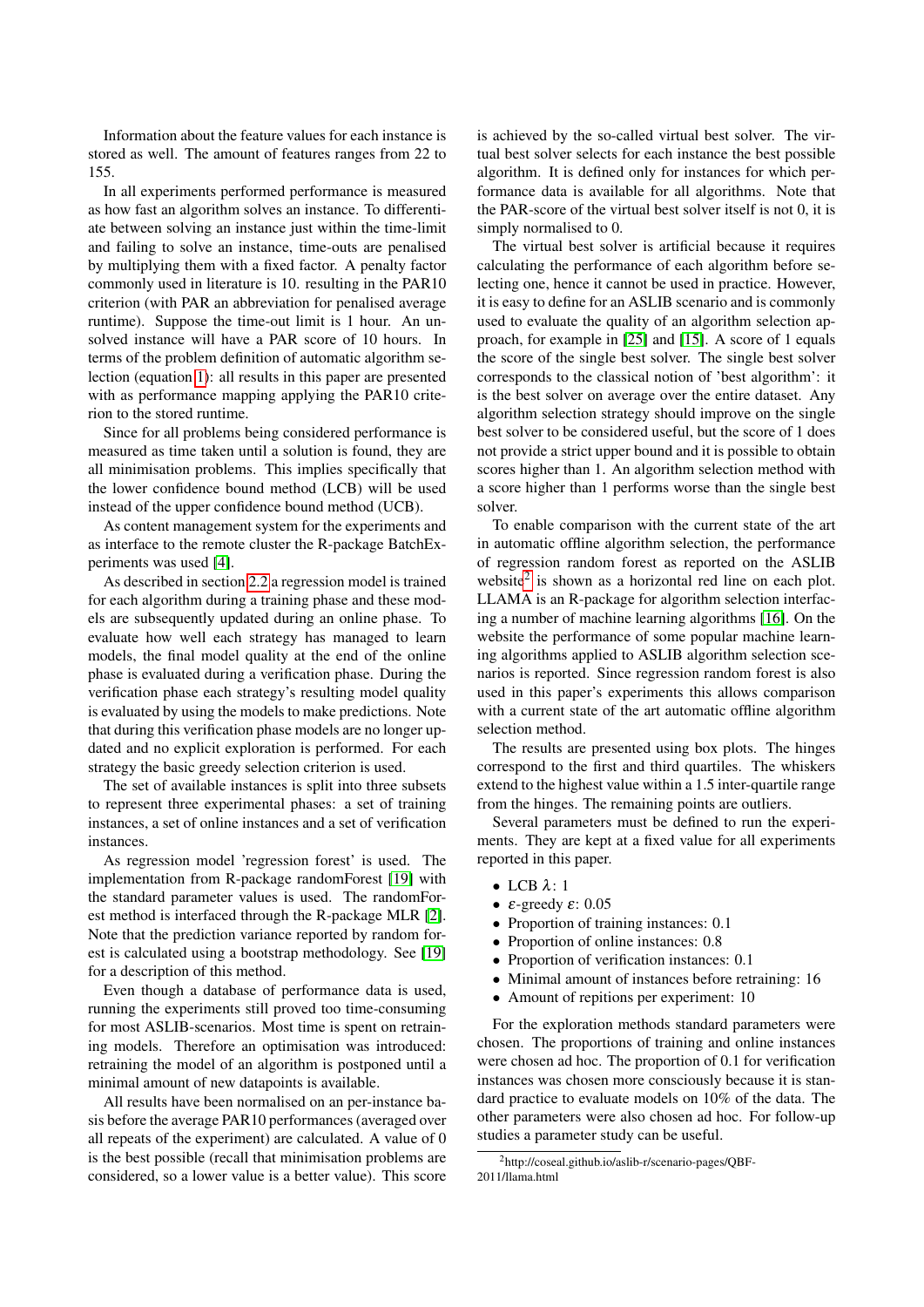Information about the feature values for each instance is stored as well. The amount of features ranges from 22 to 155.

In all experiments performed performance is measured as how fast an algorithm solves an instance. To differentiate between solving an instance just within the time-limit and failing to solve an instance, time-outs are penalised by multiplying them with a fixed factor. A penalty factor commonly used in literature is 10. resulting in the PAR10 criterion (with PAR an abbreviation for penalised average runtime). Suppose the time-out limit is 1 hour. An unsolved instance will have a PAR score of 10 hours. In terms of the problem definition of automatic algorithm selection (equation 1): all results in this paper are presented with as performance mapping applying the PAR10 criterion to the stored runtime.

Since for all problems being considered performance is measured as time taken until a solution is found, they are all minimisation problems. This implies specifically that the lower confidence bound method (LCB) will be used instead of the upper confidence bound method (UCB).

As content management system for the experiments and as interface to the remote cluster the R-package BatchExperiments was used [4].

As described in section 2.2 a regression model is trained for each algorithm during a training phase and these models are subsequently updated during an online phase. To evaluate how well each strategy has managed to learn models, the final model quality at the end of the online phase is evaluated during a verification phase. During the verification phase each strategy's resulting model quality is evaluated by using the models to make predictions. Note that during this verification phase models are no longer updated and no explicit exploration is performed. For each strategy the basic greedy selection criterion is used.

The set of available instances is split into three subsets to represent three experimental phases: a set of training instances, a set of online instances and a set of verification instances.

As regression model 'regression forest' is used. The implementation from R-package randomForest [19] with the standard parameter values is used. The randomForest method is interfaced through the R-package MLR [2]. Note that the prediction variance reported by random forest is calculated using a bootstrap methodology. See [19] for a description of this method.

Even though a database of performance data is used, running the experiments still proved too time-consuming for most ASLIB-scenarios. Most time is spent on retraining models. Therefore an optimisation was introduced: retraining the model of an algorithm is postponed until a minimal amount of new datapoints is available.

All results have been normalised on an per-instance basis before the average PAR10 performances (averaged over all repeats of the experiment) are calculated. A value of 0 is the best possible (recall that minimisation problems are considered, so a lower value is a better value). This score is achieved by the so-called virtual best solver. The virtual best solver selects for each instance the best possible algorithm. It is defined only for instances for which performance data is available for all algorithms. Note that the PAR-score of the virtual best solver itself is not 0, it is simply normalised to 0.

The virtual best solver is artificial because it requires calculating the performance of each algorithm before selecting one, hence it cannot be used in practice. However, it is easy to define for an ASLIB scenario and is commonly used to evaluate the quality of an algorithm selection approach, for example in [25] and [15]. A score of 1 equals the score of the single best solver. The single best solver corresponds to the classical notion of 'best algorithm': it is the best solver on average over the entire dataset. Any algorithm selection strategy should improve on the single best solver to be considered useful, but the score of 1 does not provide a strict upper bound and it is possible to obtain scores higher than 1. An algorithm selection method with a score higher than 1 performs worse than the single best solver.

To enable comparison with the current state of the art in automatic offline algorithm selection, the performance of regression random forest as reported on the ASLIB website[2] is shown as a horizontal red line on each plot. LLAMA is an R-package for algorithm selection interfacing a number of machine learning algorithms [16]. On the website the performance of some popular machine learning algorithms applied to ASLIB algorithm selection scenarios is reported. Since regression random forest is also used in this paper's experiments this allows comparison with a current state of the art automatic offline algorithm selection method.

The results are presented using box plots. The hinges correspond to the first and third quartiles. The whiskers extend to the highest value within a 1.5 inter-quartile range from the hinges. The remaining points are outliers.

Several parameters must be defined to run the experiments. They are kept at a fixed value for all experiments reported in this paper.

- LCB $\lambda$: 1
- $\varepsilon$-greedy $\varepsilon$: 0.05
- Proportion of training instances: 0.1
- Proportion of online instances: 0.8
- Proportion of verification instances: 0.1
- Minimal amount of instances before retraining: 16
- Amount of repitions per experiment: 10

For the exploration methods standard parameters were chosen. The proportions of training and online instances were chosen ad hoc. The proportion of 0.1 for verification instances was chosen more consciously because it is standard practice to evaluate models on 10% of the data. The other parameters were also chosen ad hoc. For follow-up studies a parameter study can be useful.

[2]http://coseal.github.io/aslib-r/scenario-pages/QBF-2011/llama.html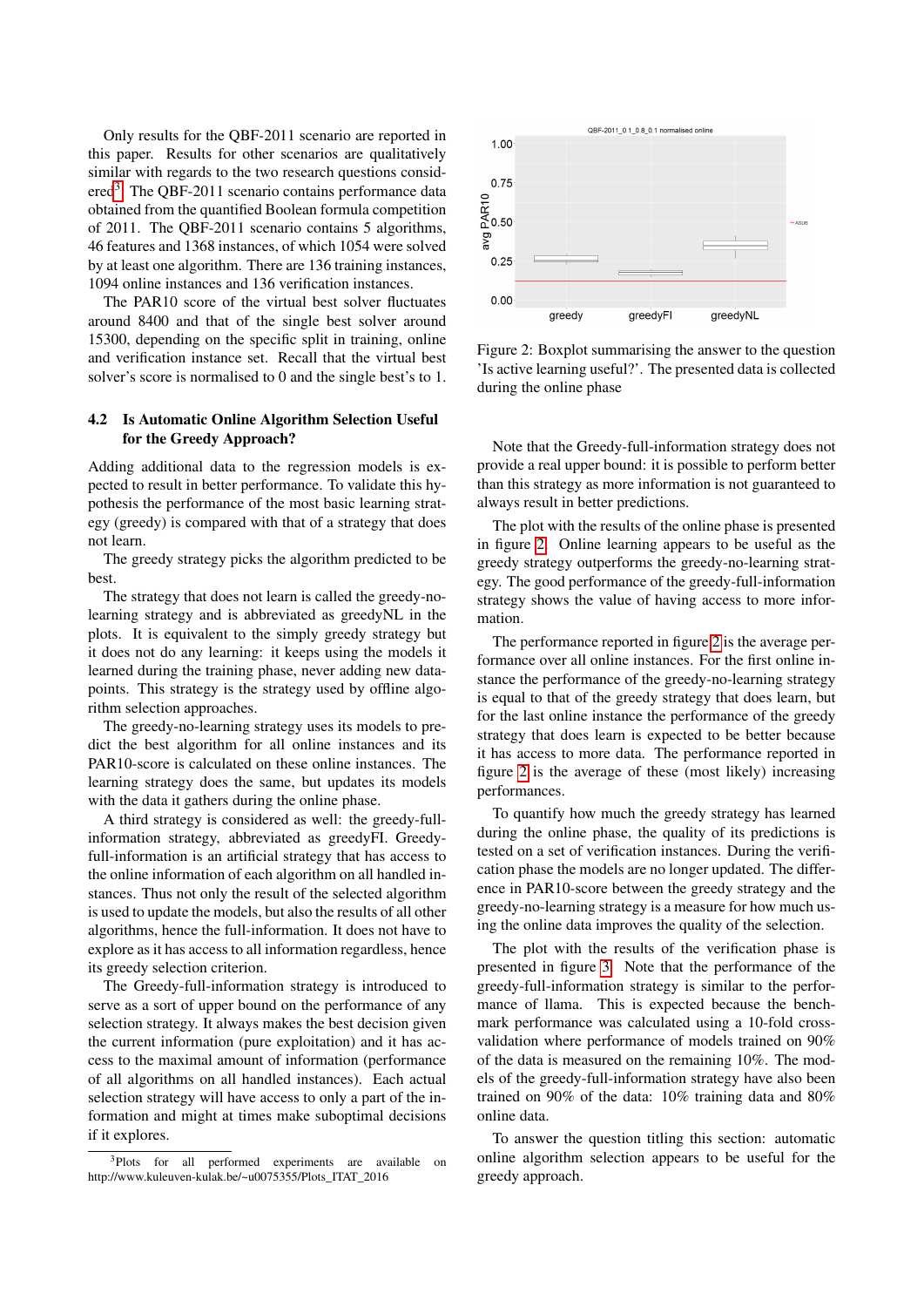Only results for the QBF-2011 scenario are reported in this paper. Results for other scenarios are qualitatively similar with regards to the two research questions considered[3]. The QBF-2011 scenario contains performance data obtained from the quantified Boolean formula competition of 2011. The QBF-2011 scenario contains 5 algorithms, 46 features and 1368 instances, of which 1054 were solved by at least one algorithm. There are 136 training instances, 1094 online instances and 136 verification instances.

The PAR10 score of the virtual best solver fluctuates around 8400 and that of the single best solver around 15300, depending on the specific split in training, online and verification instance set. Recall that the virtual best solver's score is normalised to 0 and the single best's to 1.

### 4.2 Is Automatic Online Algorithm Selection Useful for the Greedy Approach?

Adding additional data to the regression models is expected to result in better performance. To validate this hypothesis the performance of the most basic learning strategy (greedy) is compared with that of a strategy that does not learn.

The greedy strategy picks the algorithm predicted to be best.

The strategy that does not learn is called the greedy-no-learning strategy and is abbreviated as greedyNL in the plots. It is equivalent to the simply greedy strategy but it does not do any learning: it keeps using the models it learned during the training phase, never adding new datapoints. This strategy is the strategy used by offline algorithm selection approaches.

The greedy-no-learning strategy uses its models to predict the best algorithm for all online instances and its PAR10-score is calculated on these online instances. The learning strategy does the same, but updates its models with the data it gathers during the online phase.

A third strategy is considered as well: the greedy-full-information strategy, abbreviated as greedyFI. Greedy-full-information is an artificial strategy that has access to the online information of each algorithm on all handled instances. Thus not only the result of the selected algorithm is used to update the models, but also the results of all other algorithms, hence the full-information. It does not have to explore as it has access to all information regardless, hence its greedy selection criterion.

The Greedy-full-information strategy is introduced to serve as a sort of upper bound on the performance of any selection strategy. It always makes the best decision given the current information (pure exploitation) and it has access to the maximal amount of information (performance of all algorithms on all handled instances). Each actual selection strategy will have access to only a part of the information and might at times make suboptimal decisions if it explores.

[3]Plots for all performed experiments are available on http://www.kuleuven-kulak.be/~u0075355/Plots_ITAT_2016

Figure 2: Boxplot summarising the answer to the question 'Is active learning useful?'. The presented data is collected during the online phase

Note that the Greedy-full-information strategy does not provide a real upper bound: it is possible to perform better than this strategy as more information is not guaranteed to always result in better predictions.

The plot with the results of the online phase is presented in figure 2. Online learning appears to be useful as the greedy strategy outperforms the greedy-no-learning strategy. The good performance of the greedy-full-information strategy shows the value of having access to more information.

The performance reported in figure 2 is the average performance over all online instances. For the first online instance the performance of the greedy-no-learning strategy is equal to that of the greedy strategy that does learn, but for the last online instance the performance of the greedy strategy that does learn is expected to be better because it has access to more data. The performance reported in figure 2 is the average of these (most likely) increasing performances.

To quantify how much the greedy strategy has learned during the online phase, the quality of its predictions is tested on a set of verification instances. During the verification phase the models are no longer updated. The difference in PAR10-score between the greedy strategy and the greedy-no-learning strategy is a measure for how much using the online data improves the quality of the selection.

The plot with the results of the verification phase is presented in figure 3. Note that the performance of the greedy-full-information strategy is similar to the performance of llama. This is expected because the benchmark performance was calculated using a 10-fold cross-validation where performance of models trained on 90% of the data is measured on the remaining 10%. The models of the greedy-full-information strategy have also been trained on 90% of the data: 10% training data and 80% online data.

To answer the question titling this section: automatic online algorithm selection appears to be useful for the greedy approach.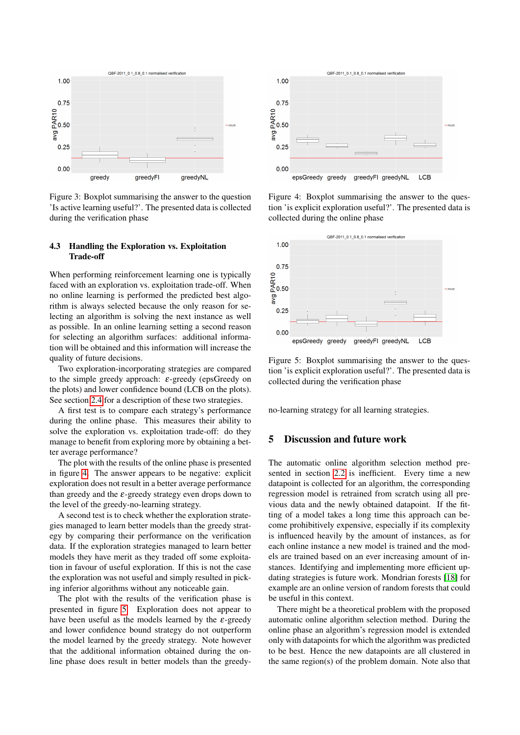Figure 3: Boxplot summarising the answer to the question 'Is active learning useful?'. The presented data is collected during the verification phase

Figure 4: Boxplot summarising the answer to the question 'is explicit exploration useful?'. The presented data is collected during the online phase

Figure 5: Boxplot summarising the answer to the question 'is explicit exploration useful?'. The presented data is collected during the verification phase

### 4.3 Handling the Exploration vs. Exploitation Trade-off

When performing reinforcement learning one is typically faced with an exploration vs. exploitation trade-off. When no online learning is performed the predicted best algorithm is always selected because the only reason for selecting an algorithm is solving the next instance as well as possible. In an online learning setting a second reason for selecting an algorithm surfaces: additional information will be obtained and this information will increase the quality of future decisions.

Two exploration-incorporating strategies are compared to the simple greedy approach: $\varepsilon$-greedy (epsGreedy on the plots) and lower confidence bound (LCB on the plots). See section 2.4 for a description of these two strategies.

A first test is to compare each strategy's performance during the online phase. This measures their ability to solve the exploration vs. exploitation trade-off: do they manage to benefit from exploring more by obtaining a better average performance?

The plot with the results of the online phase is presented in figure 4. The answer appears to be negative: explicit exploration does not result in a better average performance than greedy and the $\varepsilon$-greedy strategy even drops down to the level of the greedy-no-learning strategy.

A second test is to check whether the exploration strategies managed to learn better models than the greedy strategy by comparing their performance on the verification data. If the exploration strategies managed to learn better models they have merit as they traded off some exploitation in favour of useful exploration. If this is not the case the exploration was not useful and simply resulted in picking inferior algorithms without any noticeable gain.

The plot with the results of the verification phase is presented in figure 5. Exploration does not appear to have been useful as the models learned by the $\varepsilon$-greedy and lower confidence bound strategy do not outperform the model learned by the greedy strategy. Note however that the additional information obtained during the online phase does result in better models than the greedy-no-learning strategy for all learning strategies.

## 5 Discussion and future work

The automatic online algorithm selection method presented in section 2.2 is inefficient. Every time a new datapoint is collected for an algorithm, the corresponding regression model is retrained from scratch using all previous data and the newly obtained datapoint. If the fitting of a model takes a long time this approach can become prohibitively expensive, especially if its complexity is influenced heavily by the amount of instances, as for each online instance a new model is trained and the models are trained based on an ever increasing amount of instances. Identifying and implementing more efficient updating strategies is future work. Mondrian forests [18] for example are an online version of random forests that could be useful in this context.

There might be a theoretical problem with the proposed automatic online algorithm selection method. During the online phase an algorithm's regression model is extended only with datapoints for which the algorithm was predicted to be best. Hence the new datapoints are all clustered in the same region(s) of the problem domain. Note also that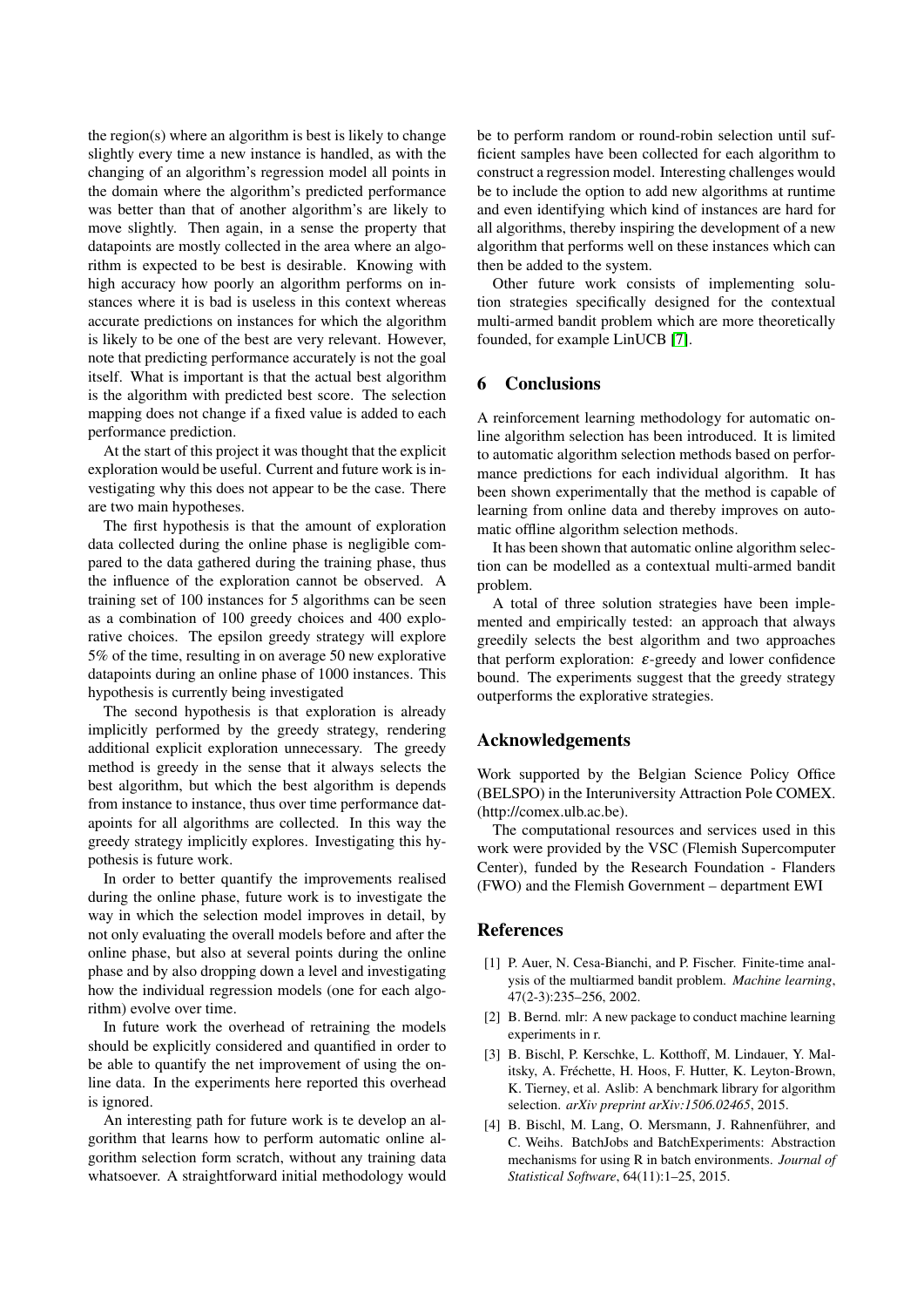the region(s) where an algorithm is best is likely to change slightly every time a new instance is handled, as with the changing of an algorithm's regression model all points in the domain where the algorithm's predicted performance was better than that of another algorithm's are likely to move slightly. Then again, in a sense the property that datapoints are mostly collected in the area where an algorithm is expected to be best is desirable. Knowing with high accuracy how poorly an algorithm performs on instances where it is bad is useless in this context whereas accurate predictions on instances for which the algorithm is likely to be one of the best are very relevant. However, note that predicting performance accurately is not the goal itself. What is important is that the actual best algorithm is the algorithm with predicted best score. The selection mapping does not change if a fixed value is added to each performance prediction.

At the start of this project it was thought that the explicit exploration would be useful. Current and future work is investigating why this does not appear to be the case. There are two main hypotheses.

The first hypothesis is that the amount of exploration data collected during the online phase is negligible compared to the data gathered during the training phase, thus the influence of the exploration cannot be observed. A training set of 100 instances for 5 algorithms can be seen as a combination of 100 greedy choices and 400 explorative choices. The epsilon greedy strategy will explore 5% of the time, resulting in on average 50 new explorative datapoints during an online phase of 1000 instances. This hypothesis is currently being investigated

The second hypothesis is that exploration is already implicitly performed by the greedy strategy, rendering additional explicit exploration unnecessary. The greedy method is greedy in the sense that it always selects the best algorithm, but which the best algorithm is depends from instance to instance, thus over time performance datapoints for all algorithms are collected. In this way the greedy strategy implicitly explores. Investigating this hypothesis is future work.

In order to better quantify the improvements realised during the online phase, future work is to investigate the way in which the selection model improves in detail, by not only evaluating the overall models before and after the online phase, but also at several points during the online phase and by also dropping down a level and investigating how the individual regression models (one for each algorithm) evolve over time.

In future work the overhead of retraining the models should be explicitly considered and quantified in order to be able to quantify the net improvement of using the online data. In the experiments here reported this overhead is ignored.

An interesting path for future work is te develop an algorithm that learns how to perform automatic online algorithm selection form scratch, without any training data whatsoever. A straightforward initial methodology would be to perform random or round-robin selection until sufficient samples have been collected for each algorithm to construct a regression model. Interesting challenges would be to include the option to add new algorithms at runtime and even identifying which kind of instances are hard for all algorithms, thereby inspiring the development of a new algorithm that performs well on these instances which can then be added to the system.

Other future work consists of implementing solution strategies specifically designed for the contextual multi-armed bandit problem which are more theoretically founded, for example LinUCB [7].

## 6 Conclusions

A reinforcement learning methodology for automatic online algorithm selection has been introduced. It is limited to automatic algorithm selection methods based on performance predictions for each individual algorithm. It has been shown experimentally that the method is capable of learning from online data and thereby improves on automatic offline algorithm selection methods.

It has been shown that automatic online algorithm selection can be modelled as a contextual multi-armed bandit problem.

A total of three solution strategies have been implemented and empirically tested: an approach that always greedily selects the best algorithm and two approaches that perform exploration: $\varepsilon$-greedy and lower confidence bound. The experiments suggest that the greedy strategy outperforms the explorative strategies.

## Acknowledgements

Work supported by the Belgian Science Policy Office (BELSPO) in the Interuniversity Attraction Pole COMEX. (http://comex.ulb.ac.be).

The computational resources and services used in this work were provided by the VSC (Flemish Supercomputer Center), funded by the Research Foundation - Flanders (FWO) and the Flemish Government – department EWI

## References

[1] P. Auer, N. Cesa-Bianchi, and P. Fischer. Finite-time analysis of the multiarmed bandit problem. *Machine learning*, 47(2-3):235–256, 2002.

[2] B. Bernd. mlr: A new package to conduct machine learning experiments in r.

[3] B. Bischl, P. Kerschke, L. Kotthoff, M. Lindauer, Y. Malitsky, A. Fréchette, H. Hoos, F. Hutter, K. Leyton-Brown, K. Tierney, et al. Aslib: A benchmark library for algorithm selection. *arXiv preprint arXiv:1506.02465*, 2015.

[4] B. Bischl, M. Lang, O. Mersmann, J. Rahnenführer, and C. Weihs. BatchJobs and BatchExperiments: Abstraction mechanisms for using R in batch environments. *Journal of Statistical Software*, 64(11):1–25, 2015.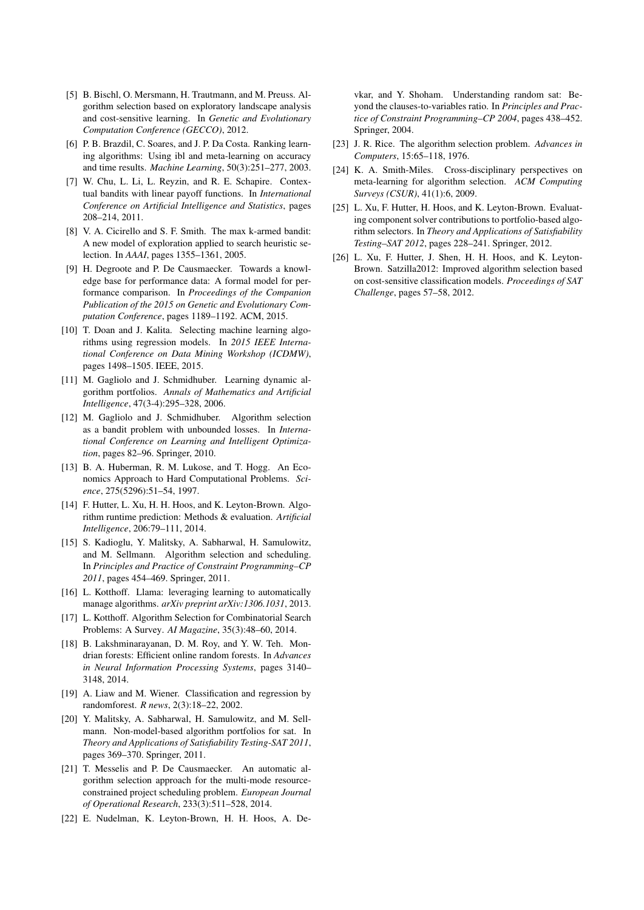[5] B. Bischl, O. Mersmann, H. Trautmann, and M. Preuss. Algorithm selection based on exploratory landscape analysis and cost-sensitive learning. In *Genetic and Evolutionary Computation Conference (GECCO)*, 2012.

[6] P. B. Brazdil, C. Soares, and J. P. Da Costa. Ranking learning algorithms: Using ibl and meta-learning on accuracy and time results. *Machine Learning*, 50(3):251–277, 2003.

[7] W. Chu, L. Li, L. Reyzin, and R. E. Schapire. Contextual bandits with linear payoff functions. In *International Conference on Artificial Intelligence and Statistics*, pages 208–214, 2011.

[8] V. A. Cicirello and S. F. Smith. The max k-armed bandit: A new model of exploration applied to search heuristic selection. In *AAAI*, pages 1355–1361, 2005.

[9] H. Degroote and P. De Causmaecker. Towards a knowledge base for performance data: A formal model for performance comparison. In *Proceedings of the Companion Publication of the 2015 on Genetic and Evolutionary Computation Conference*, pages 1189–1192. ACM, 2015.

[10] T. Doan and J. Kalita. Selecting machine learning algorithms using regression models. In *2015 IEEE International Conference on Data Mining Workshop (ICDMW)*, pages 1498–1505. IEEE, 2015.

[11] M. Gagliolo and J. Schmidhuber. Learning dynamic algorithm portfolios. *Annals of Mathematics and Artificial Intelligence*, 47(3-4):295–328, 2006.

[12] M. Gagliolo and J. Schmidhuber. Algorithm selection as a bandit problem with unbounded losses. In *International Conference on Learning and Intelligent Optimization*, pages 82–96. Springer, 2010.

[13] B. A. Huberman, R. M. Lukose, and T. Hogg. An Economics Approach to Hard Computational Problems. *Science*, 275(5296):51–54, 1997.

[14] F. Hutter, L. Xu, H. H. Hoos, and K. Leyton-Brown. Algorithm runtime prediction: Methods & evaluation. *Artificial Intelligence*, 206:79–111, 2014.

[15] S. Kadioglu, Y. Malitsky, A. Sabharwal, H. Samulowitz, and M. Sellmann. Algorithm selection and scheduling. In *Principles and Practice of Constraint Programming–CP 2011*, pages 454–469. Springer, 2011.

[16] L. Kotthoff. Llama: leveraging learning to automatically manage algorithms. *arXiv preprint arXiv:1306.1031*, 2013.

[17] L. Kotthoff. Algorithm Selection for Combinatorial Search Problems: A Survey. *AI Magazine*, 35(3):48–60, 2014.

[18] B. Lakshminarayanan, D. M. Roy, and Y. W. Teh. Mondrian forests: Efficient online random forests. In *Advances in Neural Information Processing Systems*, pages 3140–3148, 2014.

[19] A. Liaw and M. Wiener. Classification and regression by randomforest. *R news*, 2(3):18–22, 2002.

[20] Y. Malitsky, A. Sabharwal, H. Samulowitz, and M. Sellmann. Non-model-based algorithm portfolios for sat. In *Theory and Applications of Satisfiability Testing-SAT 2011*, pages 369–370. Springer, 2011.

[21] T. Messelis and P. De Causmaecker. An automatic algorithm selection approach for the multi-mode resource-constrained project scheduling problem. *European Journal of Operational Research*, 233(3):511–528, 2014.

[22] E. Nudelman, K. Leyton-Brown, H. H. Hoos, A. Devkar, and Y. Shoham. Understanding random sat: Beyond the clauses-to-variables ratio. In *Principles and Practice of Constraint Programming–CP 2004*, pages 438–452. Springer, 2004.

[23] J. R. Rice. The algorithm selection problem. *Advances in Computers*, 15:65–118, 1976.

[24] K. A. Smith-Miles. Cross-disciplinary perspectives on meta-learning for algorithm selection. *ACM Computing Surveys (CSUR)*, 41(1):6, 2009.

[25] L. Xu, F. Hutter, H. Hoos, and K. Leyton-Brown. Evaluating component solver contributions to portfolio-based algorithm selectors. In *Theory and Applications of Satisfiability Testing–SAT 2012*, pages 228–241. Springer, 2012.

[26] L. Xu, F. Hutter, J. Shen, H. H. Hoos, and K. Leyton-Brown. Satzilla2012: Improved algorithm selection based on cost-sensitive classification models. *Proceedings of SAT Challenge*, pages 57–58, 2012.